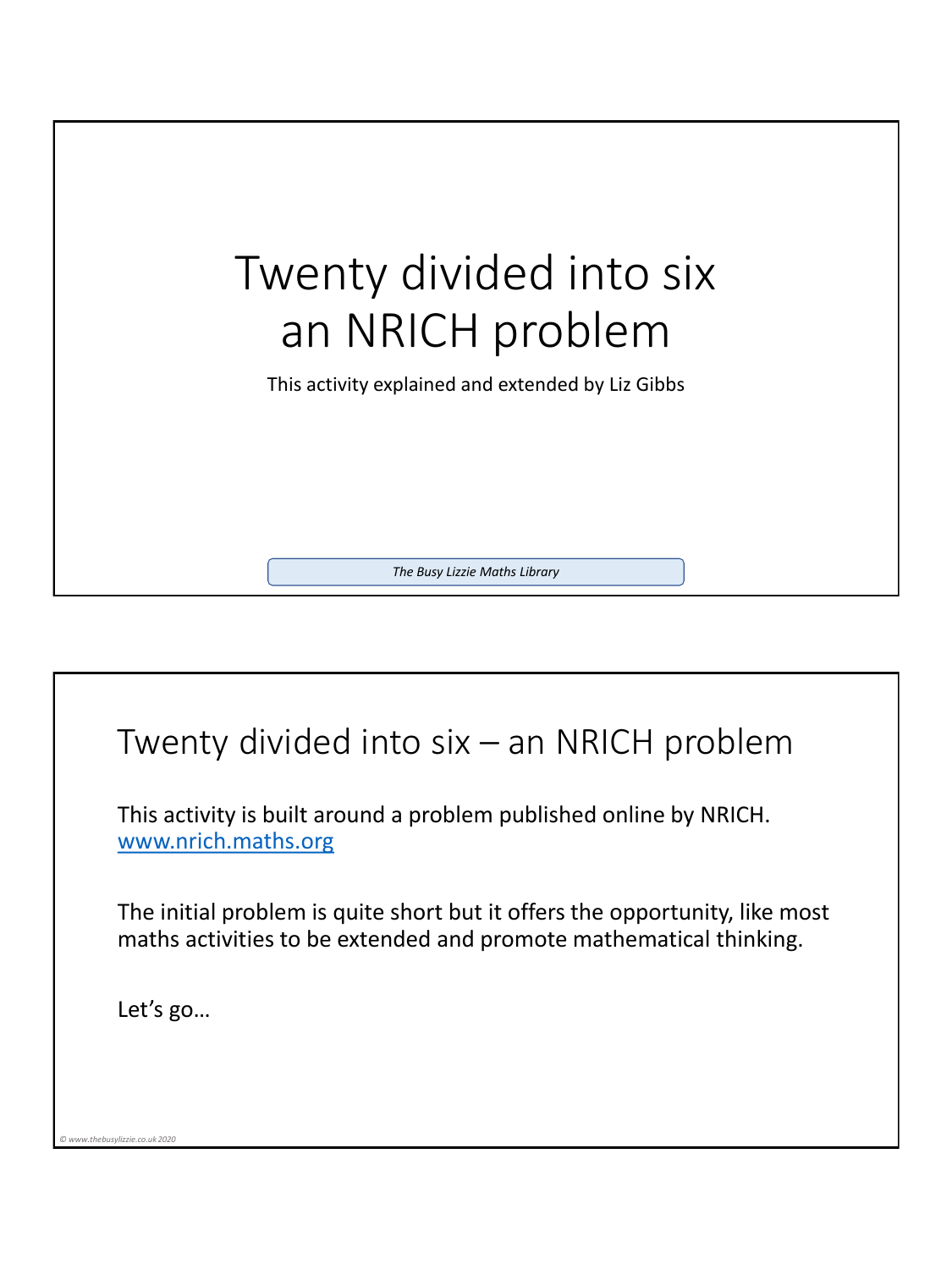# Twenty divided into six an NRICH problem

This activity explained and extended by Liz Gibbs

*The Busy Lizzie Maths Library*

## Twenty divided into six – an NRICH problem

This activity is built around a problem published online by NRICH. www.nrich.maths.org

The initial problem is quite short but it offers the opportunity, like most maths activities to be extended and promote mathematical thinking.

Let's go…

*© www.thebusylizzie.co.uk 2020*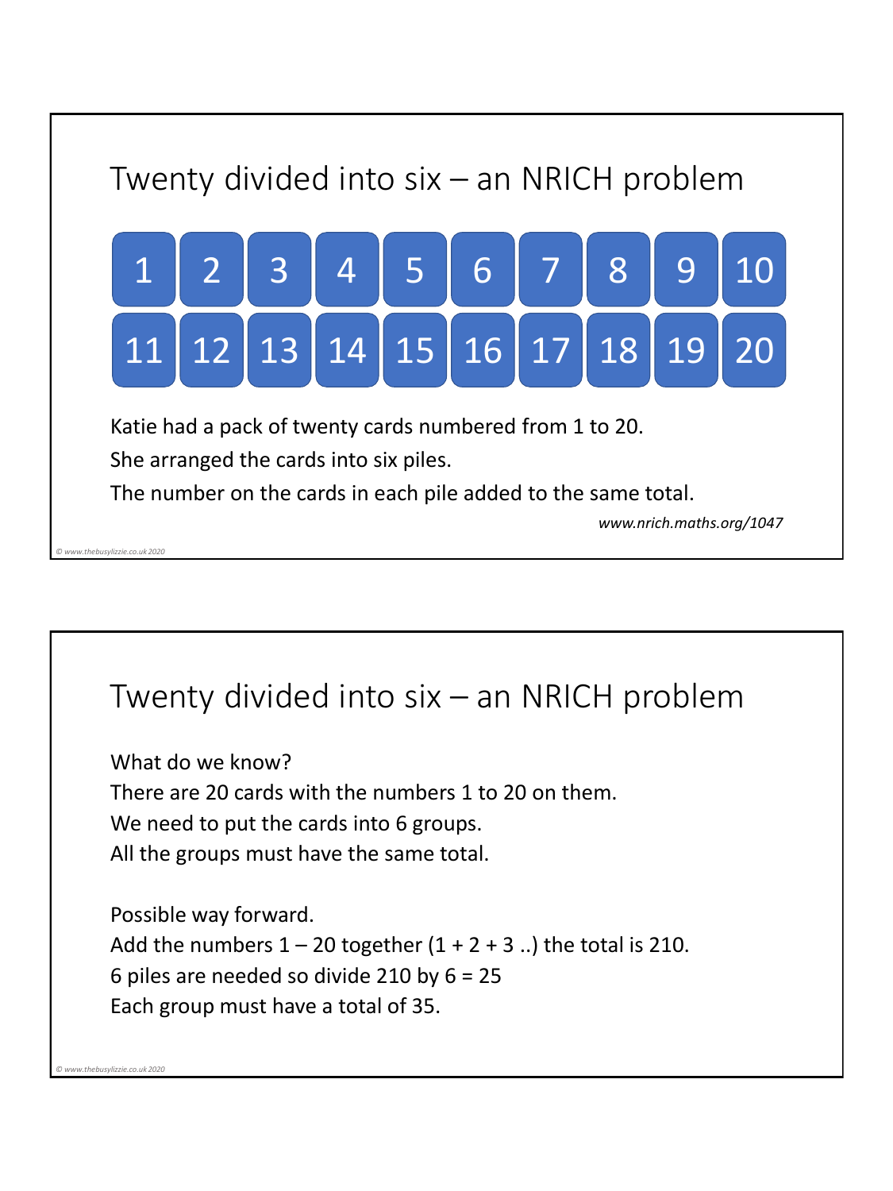## Twenty divided into six – an NRICH problem

| 1 | 2 | 3 | 4 | 5 | 6 | 7 | 8 | 9 | 10 |
|---|---|---|---|---|---|---|---|---|---|
| 11 | 12 | 13 | 14 | 15 | 16 | 17 | 18 | 19 | 20 |

Katie had a pack of twenty cards numbered from 1 to 20.

She arranged the cards into six piles.

The number on the cards in each pile added to the same total.

*www.nrich.maths.org/1047*

© www.thebusylizzie.co.uk 2020

## Twenty divided into six – an NRICH problem

What do we know?

There are 20 cards with the numbers 1 to 20 on them.

We need to put the cards into 6 groups.

All the groups must have the same total.

Possible way forward.

Add the numbers 1 – 20 together (1 + 2 + 3 ..) the total is 210.

6 piles are needed so divide 210 by 6 = 25

Each group must have a total of 35.

© www.thebusylizzie.co.uk 2020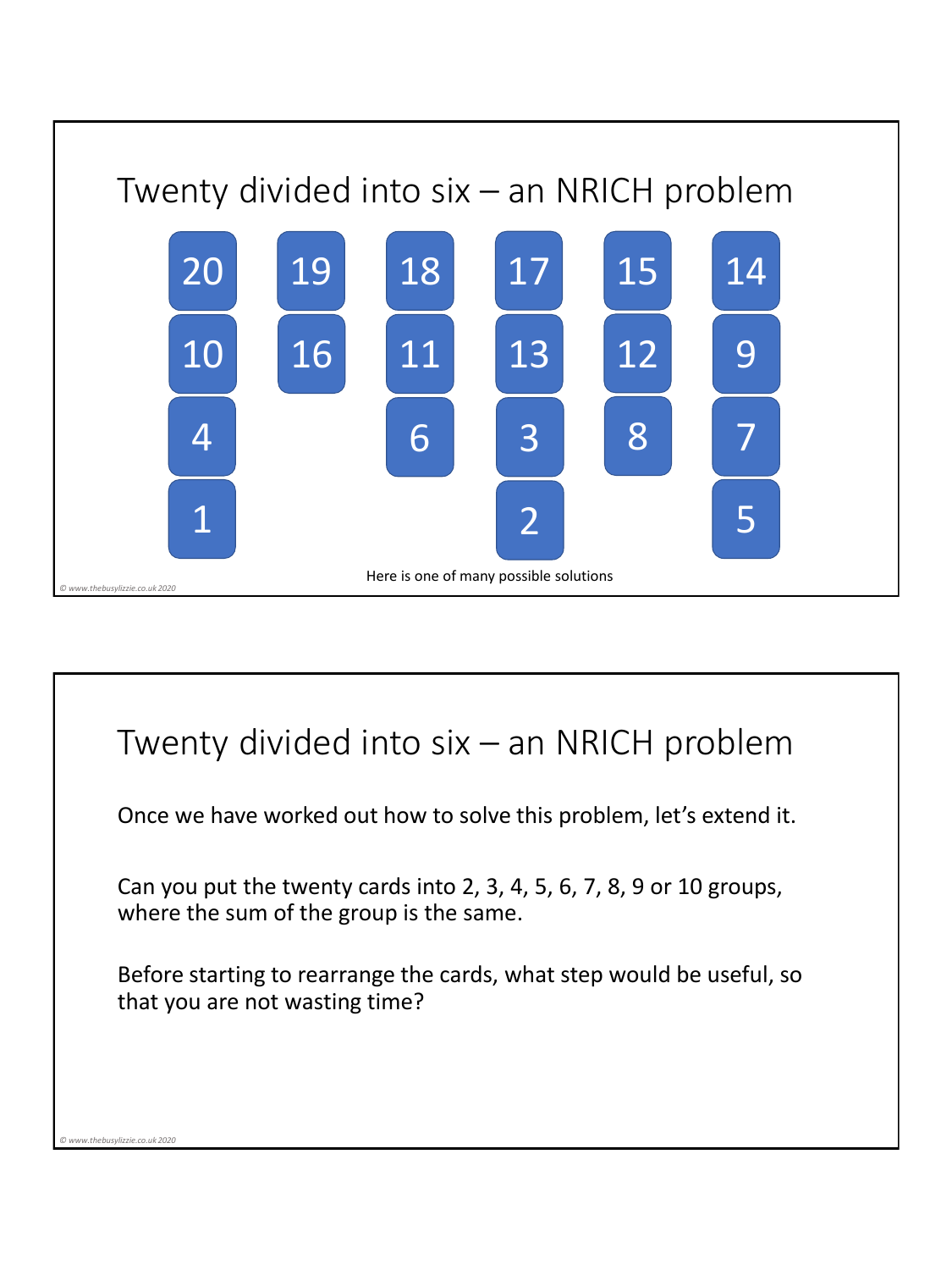## Twenty divided into six – an NRICH problem

| | | | | | |
|---|---|---|---|---|---|
| 20 | 19 | 18 | 17 | 15 | 14 |
| 10 | 16 | 11 | 13 | 12 | 9 |
| 4 | | 6 | 3 | 8 | 7 |
| 1 | | | 2 | | 5 |

Here is one of many possible solutions

## Twenty divided into six – an NRICH problem

Once we have worked out how to solve this problem, let's extend it.

Can you put the twenty cards into 2, 3, 4, 5, 6, 7, 8, 9 or 10 groups, where the sum of the group is the same.

Before starting to rearrange the cards, what step would be useful, so that you are not wasting time?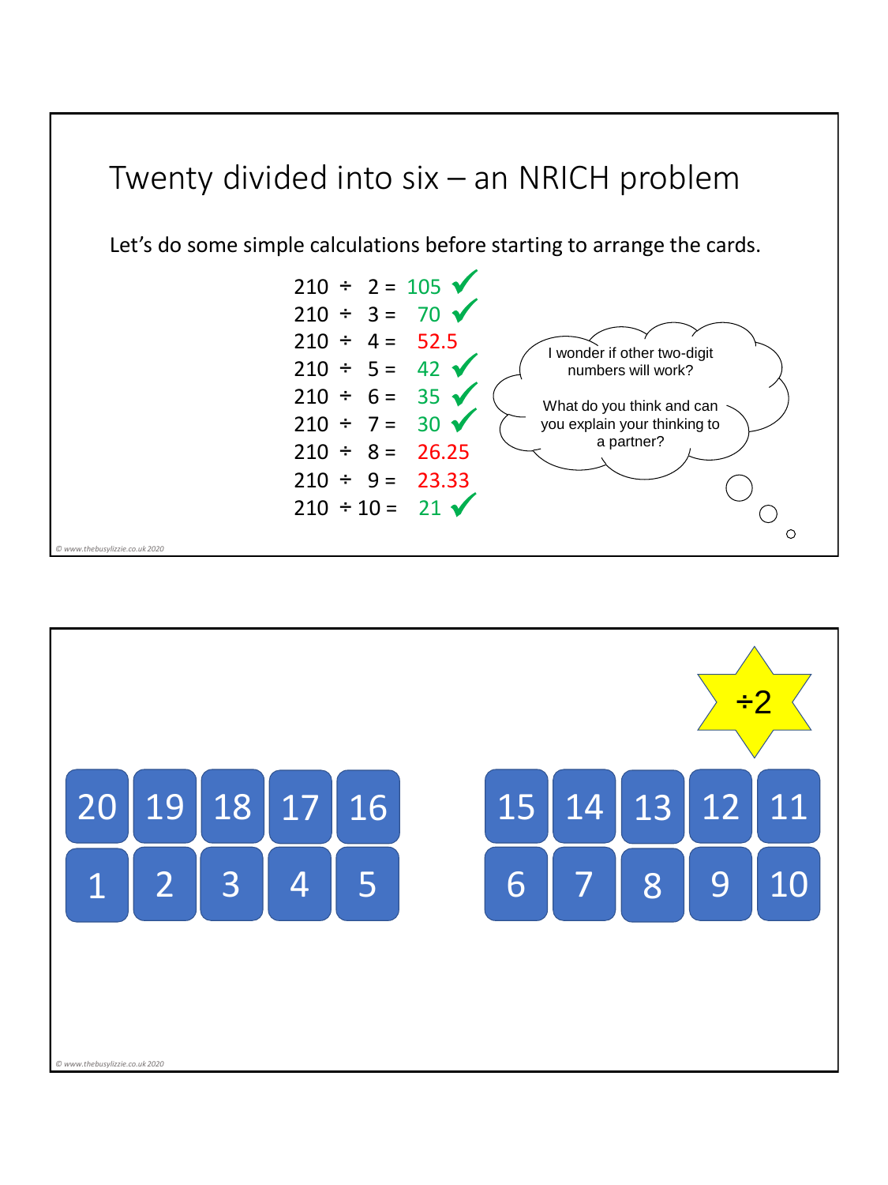# Twenty divided into six – an NRICH problem

Let's do some simple calculations before starting to arrange the cards.

$210 \div 2 = 105$ ✓
$210 \div 3 = 70$ ✓
$210 \div 4 = 52.5$
$210 \div 5 = 42$ ✓
$210 \div 6 = 35$ ✓
$210 \div 7 = 30$ ✓
$210 \div 8 = 26.25$
$210 \div 9 = 23.33$
$210 \div 10 = 21$ ✓

I wonder if other two-digit numbers will work?

What do you think and can you explain your thinking to a partner?

---

÷2

| 20 | 19 | 18 | 17 | 16 |
|---|---|---|---|---|
| 1 | 2 | 3 | 4 | 5 |

| 15 | 14 | 13 | 12 | 11 |
|---|---|---|---|---|
| 6 | 7 | 8 | 9 | 10 |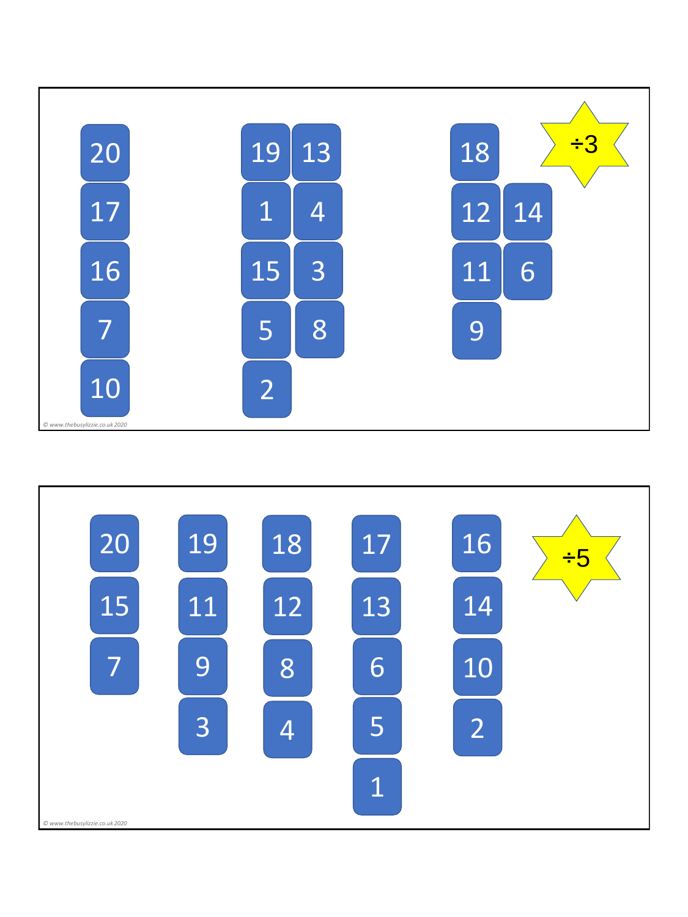÷3

| | | |
|---|---|---|
| 20 | 19 13 | 18 |
| 17 | 1 4 | 12 14 |
| 16 | 15 3 | 11 6 |
| 7 | 5 8 | 9 |
| 10 | 2 | |

© www.thebusylizzie.co.uk 2020

÷5

| | | | | |
|---|---|---|---|---|
| 20 | 19 | 18 | 17 | 16 |
| 15 | 11 | 12 | 13 | 14 |
| 7 | 9 | 8 | 6 | 10 |
| | 3 | 4 | 5 | 2 |
| | | | 1 | |

© www.thebusylizzie.co.uk 2020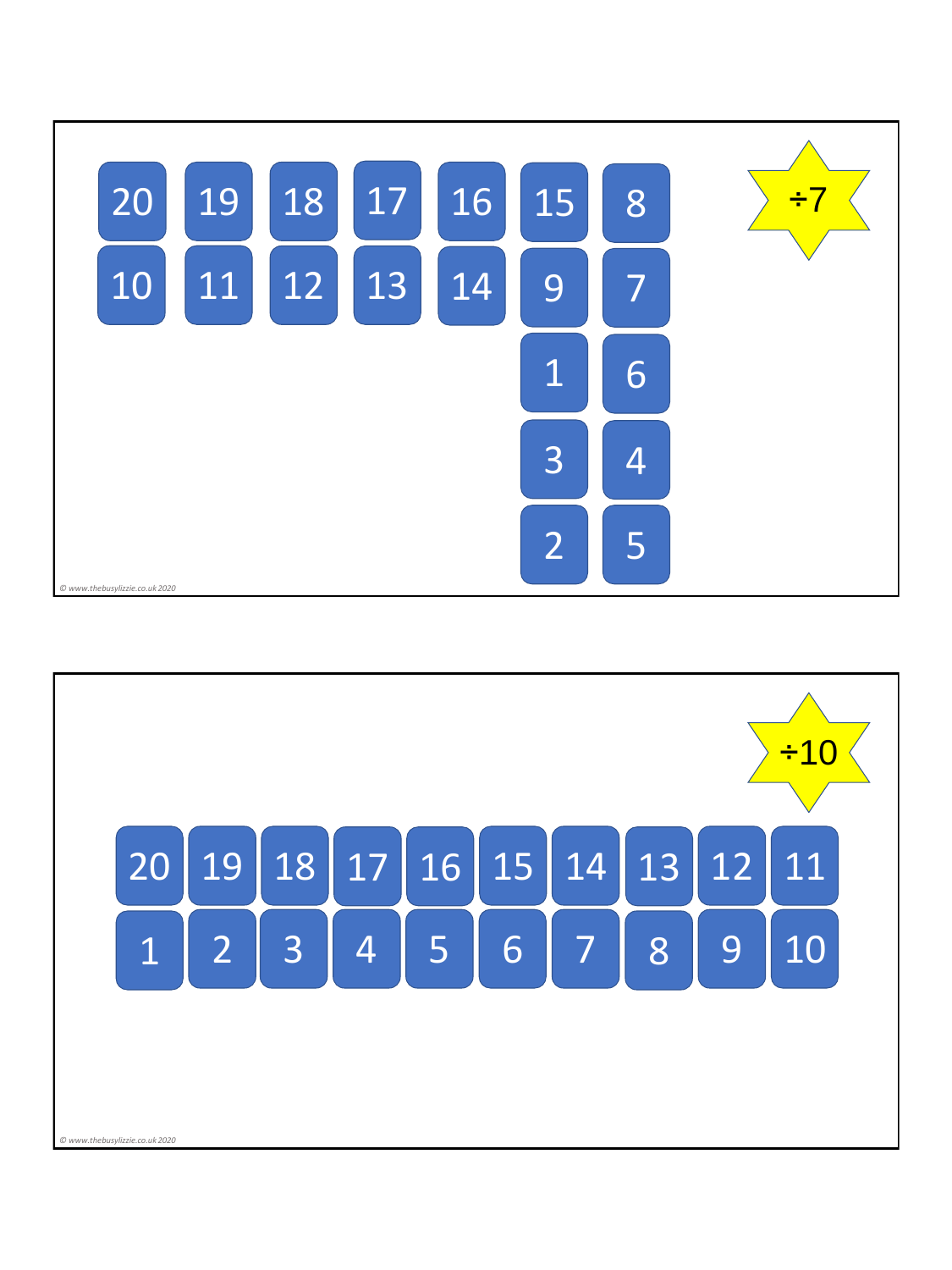| | | | | | | | |
|---|---|---|---|---|---|---|---|
| 20 | 19 | 18 | 17 | 16 | 15 | 8 | ÷7 |
| 10 | 11 | 12 | 13 | 14 | 9 | 7 | |
| | | | | | 1 | 6 | |
| | | | | | 3 | 4 | |
| | | | | | 2 | 5 | |

© www.thebusylizzie.co.uk 2020

÷10

| | | | | | | | | | |
|---|---|---|---|---|---|---|---|---|---|
| 20 | 19 | 18 | 17 | 16 | 15 | 14 | 13 | 12 | 11 |
| 1 | 2 | 3 | 4 | 5 | 6 | 7 | 8 | 9 | 10 |

© www.thebusylizzie.co.uk 2020